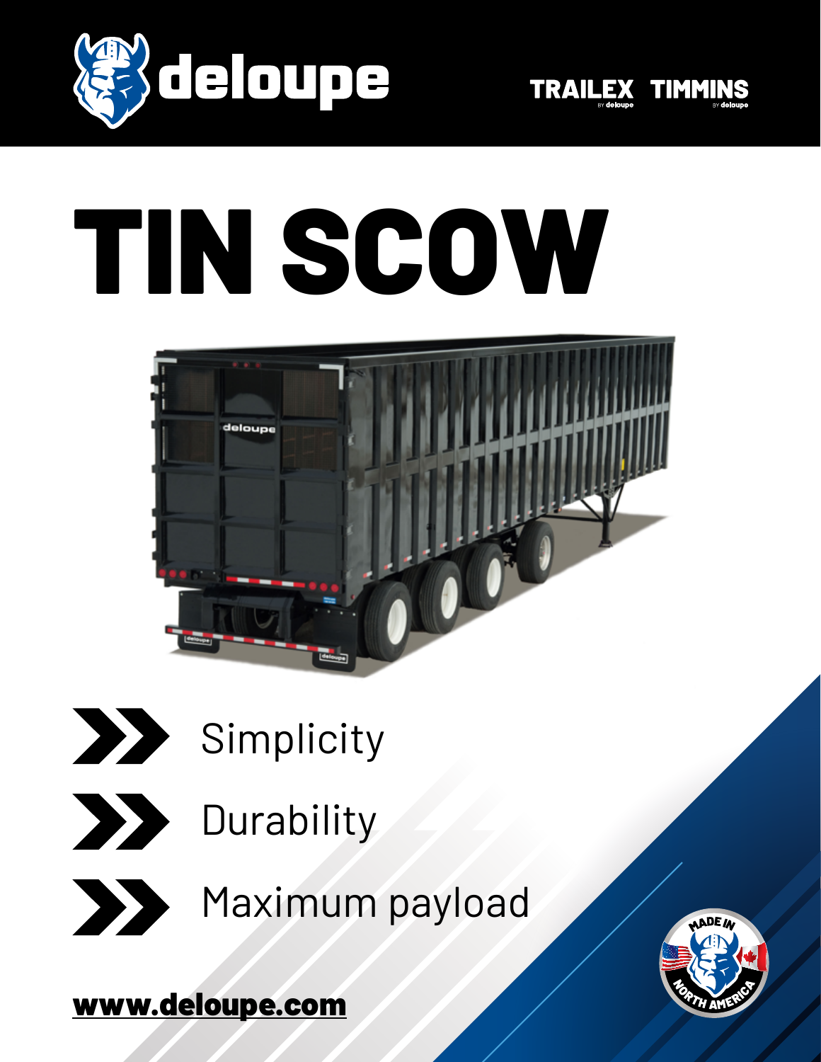deloupe

TRAILEX BY deloupe TIMMINS BY deloupe

# TIN SCOW

- Simplicity
- Durability
- Maximum payload

MADE IN NORTH AMERICA

**www.deloupe.com**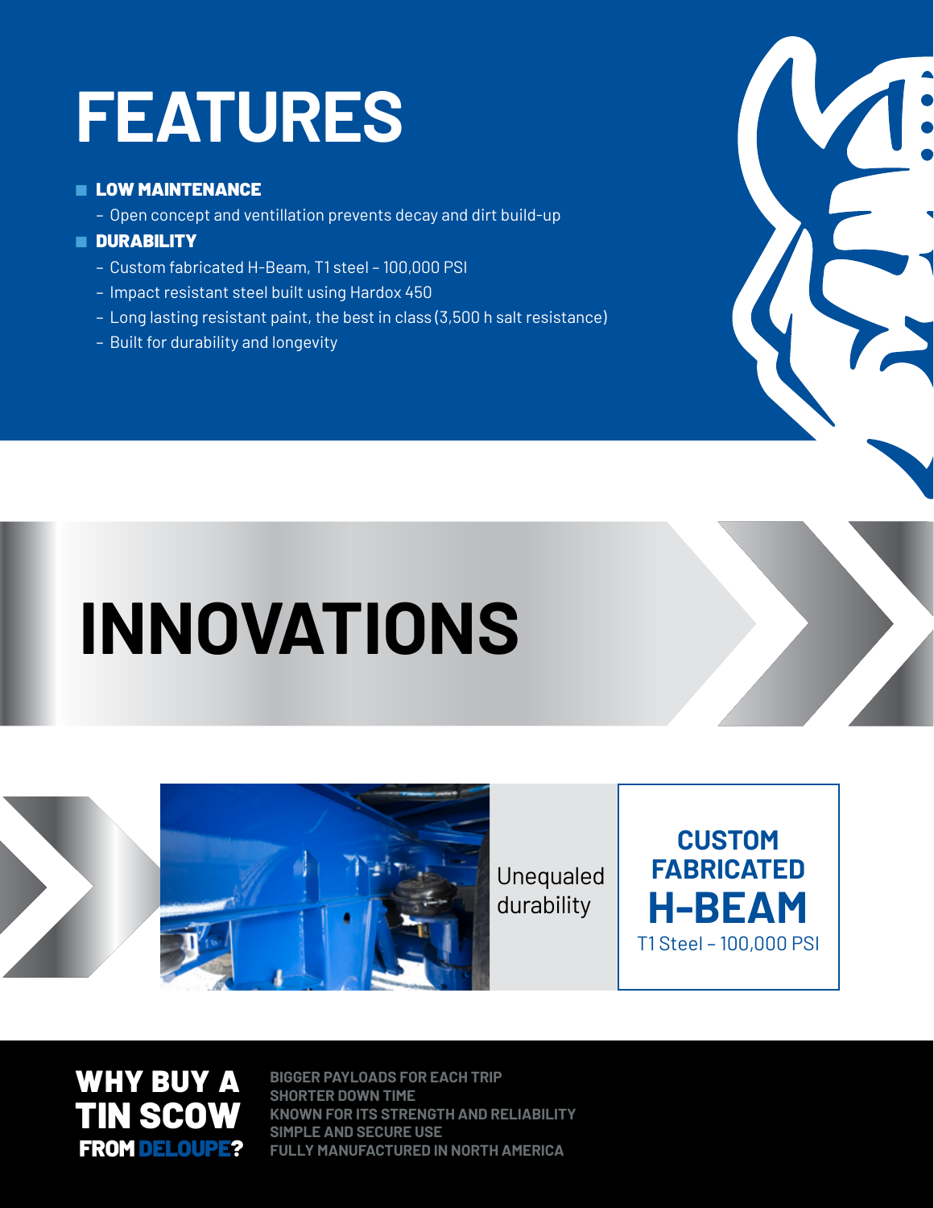# FEATURES

- **LOW MAINTENANCE**
  - Open concept and ventillation prevents decay and dirt build-up
- **DURABILITY**
  - Custom fabricated H-Beam, T1 steel – 100,000 PSI
  - Impact resistant steel built using Hardox 450
  - Long lasting resistant paint, the best in class (3,500 h salt resistance)
  - Built for durability and longevity

# INNOVATIONS

Unequaled durability

**CUSTOM FABRICATED H-BEAM**

T1 Steel – 100,000 PSI

## WHY BUY A TIN SCOW FROM DELOUPE?

BIGGER PAYLOADS FOR EACH TRIP
SHORTER DOWN TIME
KNOWN FOR ITS STRENGTH AND RELIABILITY
SIMPLE AND SECURE USE
FULLY MANUFACTURED IN NORTH AMERICA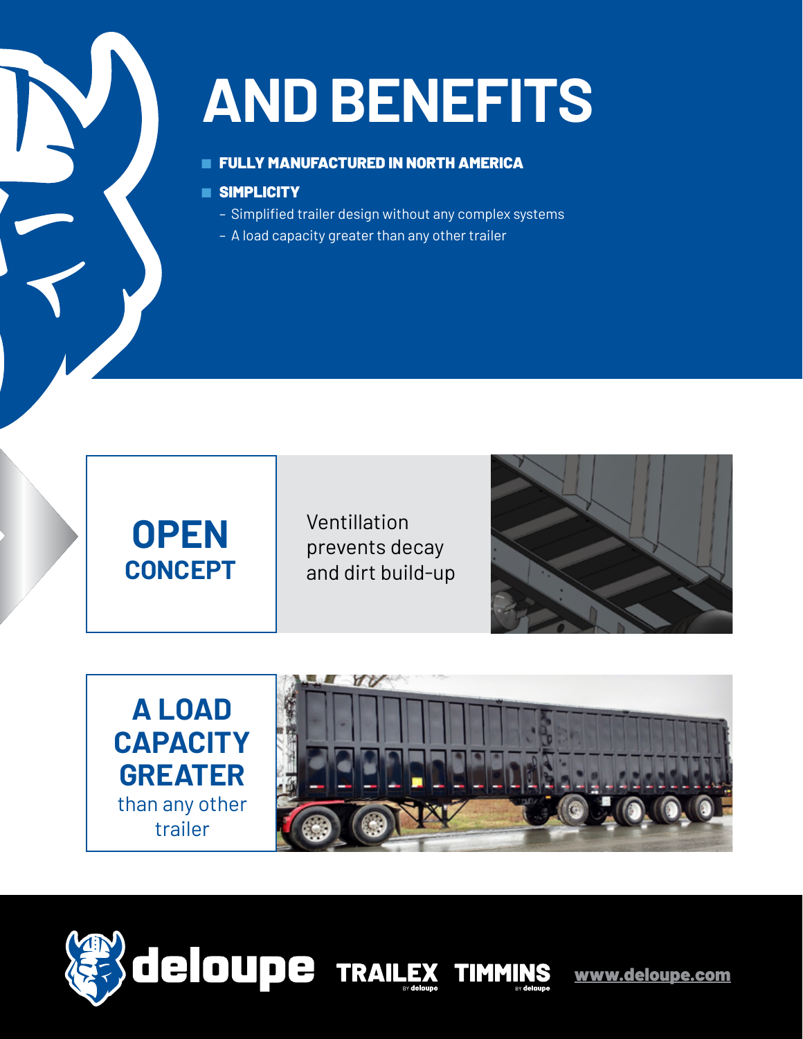# AND BENEFITS

- **FULLY MANUFACTURED IN NORTH AMERICA**
- **SIMPLICITY**
  - Simplified trailer design without any complex systems
  - A load capacity greater than any other trailer

## OPEN CONCEPT

Ventillation prevents decay and dirt build-up

## A LOAD CAPACITY GREATER

than any other trailer

deloupe TRAILEX TIMMINS www.deloupe.com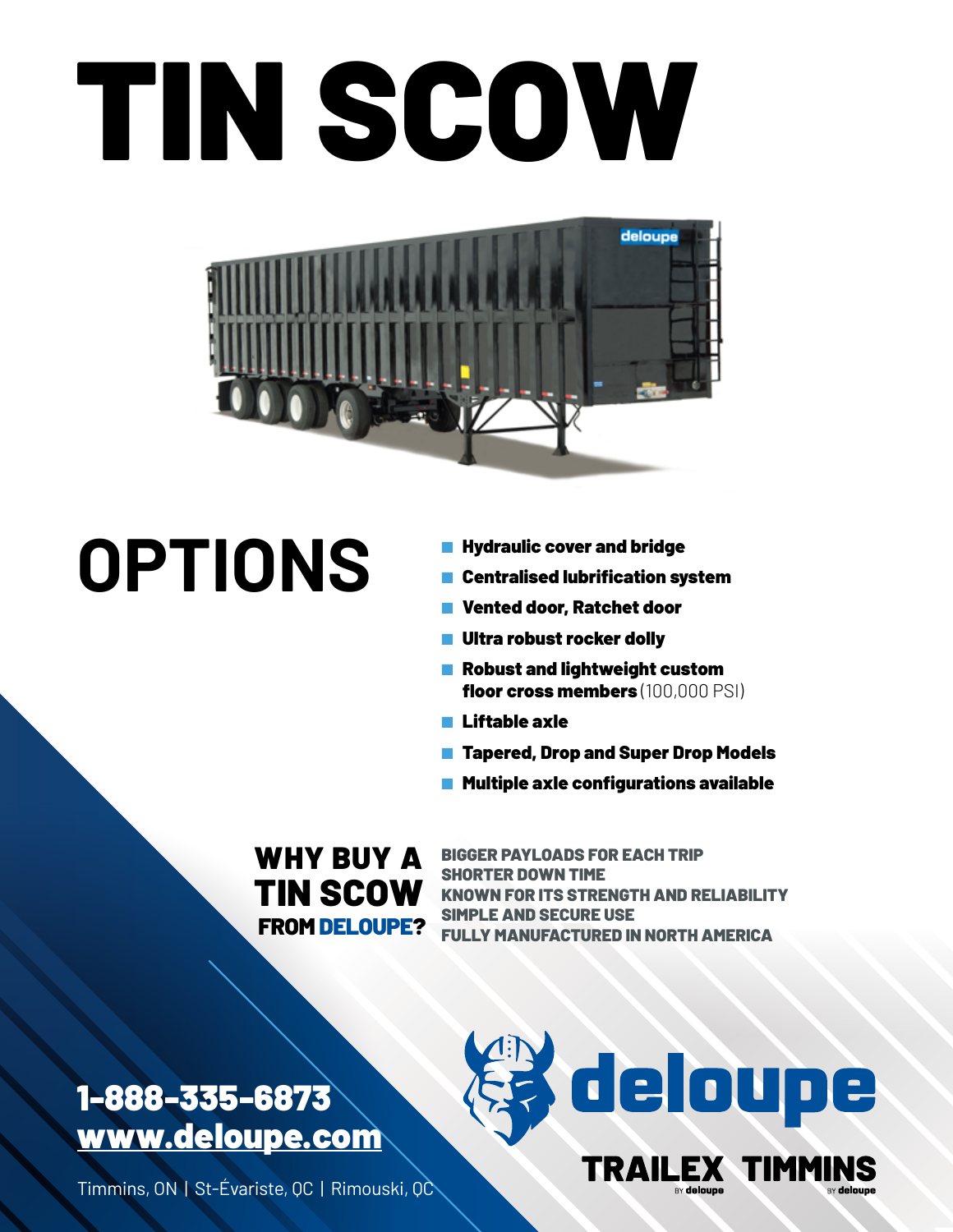# TIN SCOW

## OPTIONS

- **Hydraulic cover and bridge**
- **Centralised lubrication system**
- **Vented door, Ratchet door**
- **Ultra robust rocker dolly**
- **Robust and lightweight custom floor cross members** (100,000 PSI)
- **Liftable axle**
- **Tapered, Drop and Super Drop Models**
- **Multiple axle configurations available**

## WHY BUY A TIN SCOW FROM DELOUPE?

BIGGER PAYLOADS FOR EACH TRIP
SHORTER DOWN TIME
KNOWN FOR ITS STRENGTH AND RELIABILITY
SIMPLE AND SECURE USE
FULLY MANUFACTURED IN NORTH AMERICA

**1-888-335-6873**
**www.deloupe.com**

Timmins, ON | St-Évariste, QC | Rimouski, QC

deloupe

TRAILEX BY deloupe TIMMINS BY deloupe